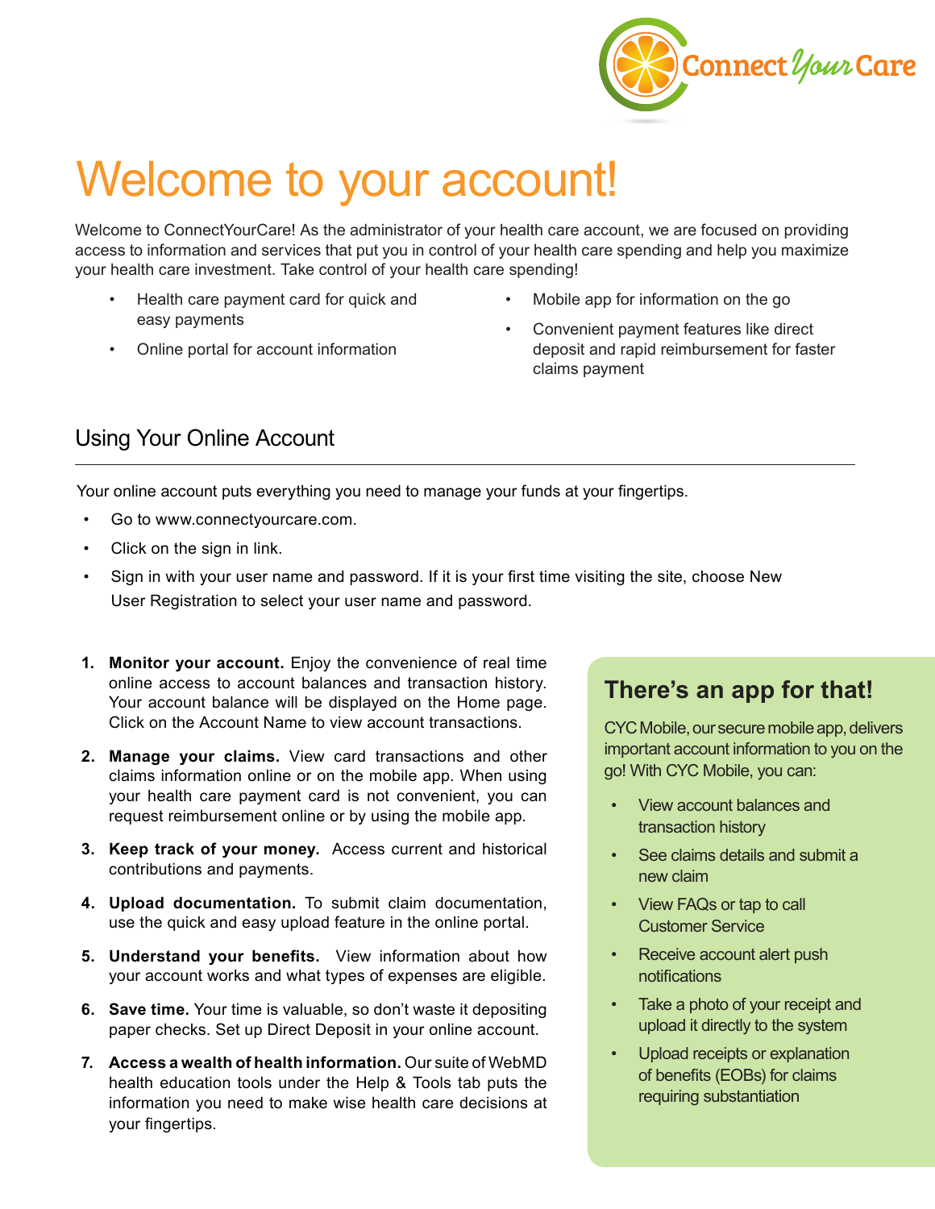# Welcome to your account!

Welcome to ConnectYourCare! As the administrator of your health care account, we are focused on providing access to information and services that put you in control of your health care spending and help you maximize your health care investment. Take control of your health care spending!

- Health care payment card for quick and easy payments
- Online portal for account information
- Mobile app for information on the go
- Convenient payment features like direct deposit and rapid reimbursement for faster claims payment

## Using Your Online Account

Your online account puts everything you need to manage your funds at your fingertips.

- Go to www.connectyourcare.com.
- Click on the sign in link.
- Sign in with your user name and password. If it is your first time visiting the site, choose New User Registration to select your user name and password.

1. **Monitor your account.** Enjoy the convenience of real time online access to account balances and transaction history. Your account balance will be displayed on the Home page. Click on the Account Name to view account transactions.
2. **Manage your claims.** View card transactions and other claims information online or on the mobile app. When using your health care payment card is not convenient, you can request reimbursement online or by using the mobile app.
3. **Keep track of your money.** Access current and historical contributions and payments.
4. **Upload documentation.** To submit claim documentation, use the quick and easy upload feature in the online portal.
5. **Understand your benefits.** View information about how your account works and what types of expenses are eligible.
6. **Save time.** Your time is valuable, so don't waste it depositing paper checks. Set up Direct Deposit in your online account.
7. **Access a wealth of health information.** Our suite of WebMD health education tools under the Help & Tools tab puts the information you need to make wise health care decisions at your fingertips.

## There's an app for that!

CYC Mobile, our secure mobile app, delivers important account information to you on the go! With CYC Mobile, you can:

- View account balances and transaction history
- See claims details and submit a new claim
- View FAQs or tap to call Customer Service
- Receive account alert push notifications
- Take a photo of your receipt and upload it directly to the system
- Upload receipts or explanation of benefits (EOBs) for claims requiring substantiation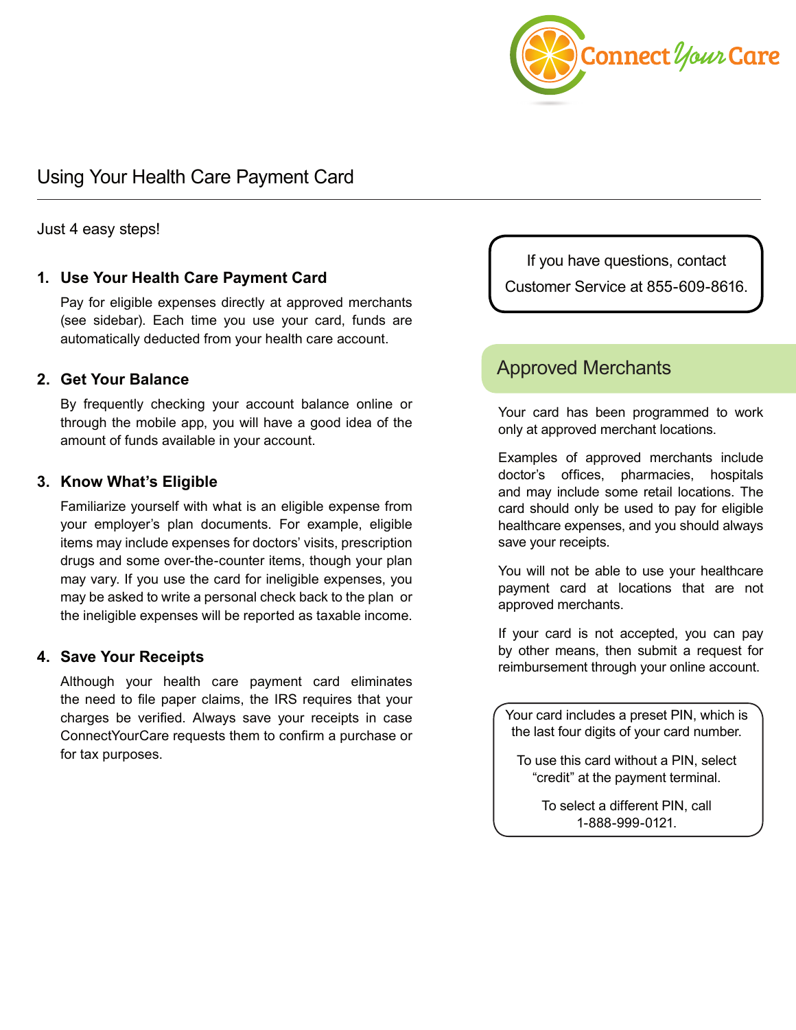ConnectYourCare

# Using Your Health Care Payment Card

Just 4 easy steps!

1. **Use Your Health Care Payment Card**

   Pay for eligible expenses directly at approved merchants (see sidebar). Each time you use your card, funds are automatically deducted from your health care account.

2. **Get Your Balance**

   By frequently checking your account balance online or through the mobile app, you will have a good idea of the amount of funds available in your account.

3. **Know What's Eligible**

   Familiarize yourself with what is an eligible expense from your employer's plan documents. For example, eligible items may include expenses for doctors' visits, prescription drugs and some over-the-counter items, though your plan may vary. If you use the card for ineligible expenses, you may be asked to write a personal check back to the plan or the ineligible expenses will be reported as taxable income.

4. **Save Your Receipts**

   Although your health care payment card eliminates the need to file paper claims, the IRS requires that your charges be verified. Always save your receipts in case ConnectYourCare requests them to confirm a purchase or for tax purposes.

If you have questions, contact Customer Service at 855-609-8616.

## Approved Merchants

Your card has been programmed to work only at approved merchant locations.

Examples of approved merchants include doctor's offices, pharmacies, hospitals and may include some retail locations. The card should only be used to pay for eligible healthcare expenses, and you should always save your receipts.

You will not be able to use your healthcare payment card at locations that are not approved merchants.

If your card is not accepted, you can pay by other means, then submit a request for reimbursement through your online account.

Your card includes a preset PIN, which is the last four digits of your card number.

To use this card without a PIN, select "credit" at the payment terminal.

To select a different PIN, call 1-888-999-0121.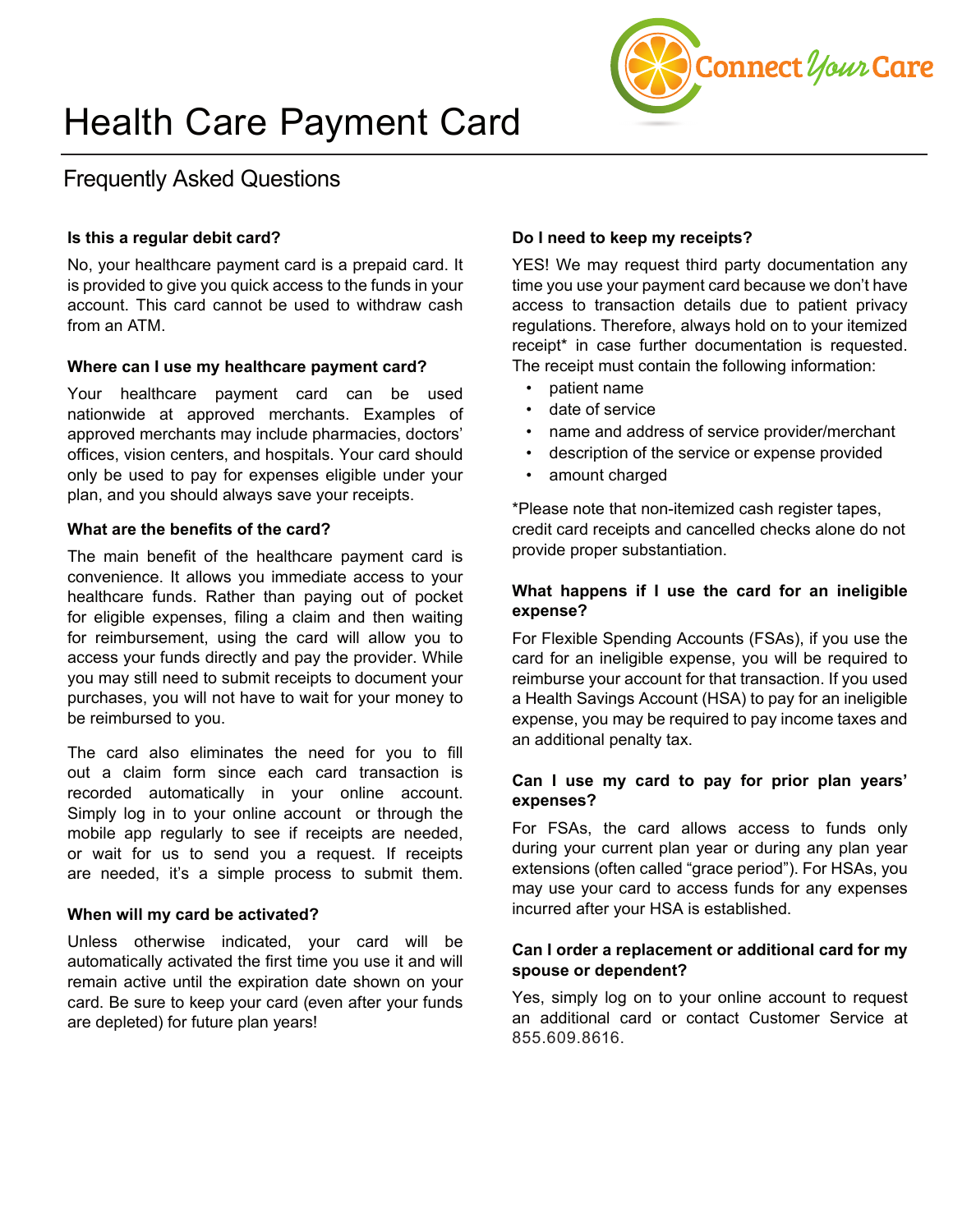// Connect Your Care

# Health Care Payment Card

## Frequently Asked Questions

**Is this a regular debit card?**

No, your healthcare payment card is a prepaid card. It is provided to give you quick access to the funds in your account. This card cannot be used to withdraw cash from an ATM.

**Where can I use my healthcare payment card?**

Your healthcare payment card can be used nationwide at approved merchants. Examples of approved merchants may include pharmacies, doctors' offices, vision centers, and hospitals. Your card should only be used to pay for expenses eligible under your plan, and you should always save your receipts.

**What are the benefits of the card?**

The main benefit of the healthcare payment card is convenience. It allows you immediate access to your healthcare funds. Rather than paying out of pocket for eligible expenses, filing a claim and then waiting for reimbursement, using the card will allow you to access your funds directly and pay the provider. While you may still need to submit receipts to document your purchases, you will not have to wait for your money to be reimbursed to you.

The card also eliminates the need for you to fill out a claim form since each card transaction is recorded automatically in your online account. Simply log in to your online account or through the mobile app regularly to see if receipts are needed, or wait for us to send you a request. If receipts are needed, it's a simple process to submit them.

**When will my card be activated?**

Unless otherwise indicated, your card will be automatically activated the first time you use it and will remain active until the expiration date shown on your card. Be sure to keep your card (even after your funds are depleted) for future plan years!

**Do I need to keep my receipts?**

YES! We may request third party documentation any time you use your payment card because we don't have access to transaction details due to patient privacy regulations. Therefore, always hold on to your itemized receipt* in case further documentation is requested. The receipt must contain the following information:

- patient name
- date of service
- name and address of service provider/merchant
- description of the service or expense provided
- amount charged

*Please note that non-itemized cash register tapes, credit card receipts and cancelled checks alone do not provide proper substantiation.

**What happens if I use the card for an ineligible expense?**

For Flexible Spending Accounts (FSAs), if you use the card for an ineligible expense, you will be required to reimburse your account for that transaction. If you used a Health Savings Account (HSA) to pay for an ineligible expense, you may be required to pay income taxes and an additional penalty tax.

**Can I use my card to pay for prior plan years' expenses?**

For FSAs, the card allows access to funds only during your current plan year or during any plan year extensions (often called "grace period"). For HSAs, you may use your card to access funds for any expenses incurred after your HSA is established.

**Can I order a replacement or additional card for my spouse or dependent?**

Yes, simply log on to your online account to request an additional card or contact Customer Service at 855.609.8616.